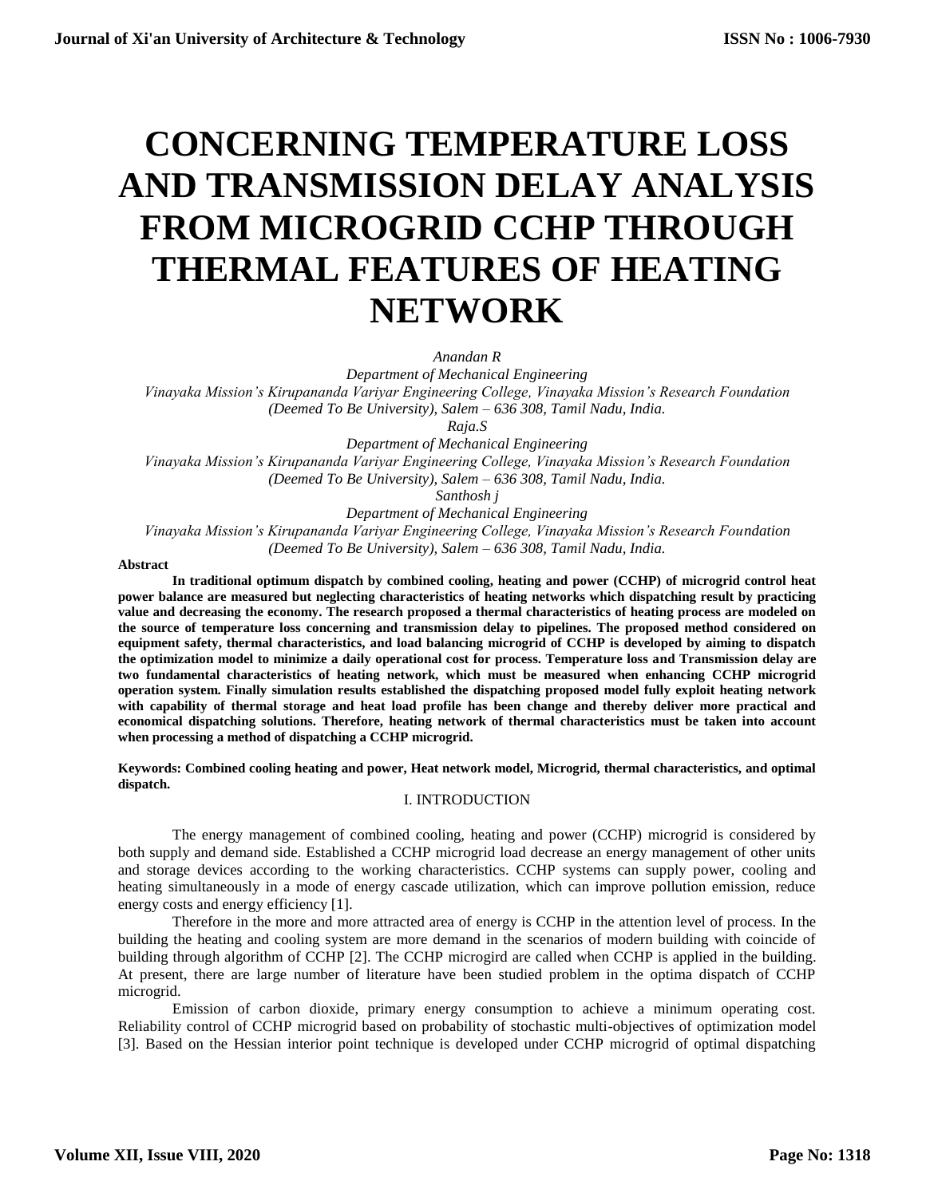# CONCERNING TEMPERATURE LOSS AND TRANSMISSION DELAY ANALYSIS FROM MICROGRID CCHP THROUGH THERMAL FEATURES OF HEATING NETWORK

*Anandan R*
*Department of Mechanical Engineering*
*Vinayaka Mission's Kirupananda Variyar Engineering College, Vinayaka Mission's Research Foundation (Deemed To Be University), Salem – 636 308, Tamil Nadu, India.*

*Raja.S*
*Department of Mechanical Engineering*
*Vinayaka Mission's Kirupananda Variyar Engineering College, Vinayaka Mission's Research Foundation (Deemed To Be University), Salem – 636 308, Tamil Nadu, India.*

*Santhosh j*
*Department of Mechanical Engineering*
*Vinayaka Mission's Kirupananda Variyar Engineering College, Vinayaka Mission's Research Foundation (Deemed To Be University), Salem – 636 308, Tamil Nadu, India.*

**Abstract**

**In traditional optimum dispatch by combined cooling, heating and power (CCHP) of microgrid control heat power balance are measured but neglecting characteristics of heating networks which dispatching result by practicing value and decreasing the economy. The research proposed a thermal characteristics of heating process are modeled on the source of temperature loss concerning and transmission delay to pipelines. The proposed method considered on equipment safety, thermal characteristics, and load balancing microgrid of CCHP is developed by aiming to dispatch the optimization model to minimize a daily operational cost for process. Temperature loss and Transmission delay are two fundamental characteristics of heating network, which must be measured when enhancing CCHP microgrid operation system. Finally simulation results established the dispatching proposed model fully exploit heating network with capability of thermal storage and heat load profile has been change and thereby deliver more practical and economical dispatching solutions. Therefore, heating network of thermal characteristics must be taken into account when processing a method of dispatching a CCHP microgrid.**

**Keywords: Combined cooling heating and power, Heat network model, Microgrid, thermal characteristics, and optimal dispatch.**

## I. INTRODUCTION

The energy management of combined cooling, heating and power (CCHP) microgrid is considered by both supply and demand side. Established a CCHP microgrid load decrease an energy management of other units and storage devices according to the working characteristics. CCHP systems can supply power, cooling and heating simultaneously in a mode of energy cascade utilization, which can improve pollution emission, reduce energy costs and energy efficiency [1].

Therefore in the more and more attracted area of energy is CCHP in the attention level of process. In the building the heating and cooling system are more demand in the scenarios of modern building with coincide of building through algorithm of CCHP [2]. The CCHP microgird are called when CCHP is applied in the building. At present, there are large number of literature have been studied problem in the optima dispatch of CCHP microgrid.

Emission of carbon dioxide, primary energy consumption to achieve a minimum operating cost. Reliability control of CCHP microgrid based on probability of stochastic multi-objectives of optimization model [3]. Based on the Hessian interior point technique is developed under CCHP microgrid of optimal dispatching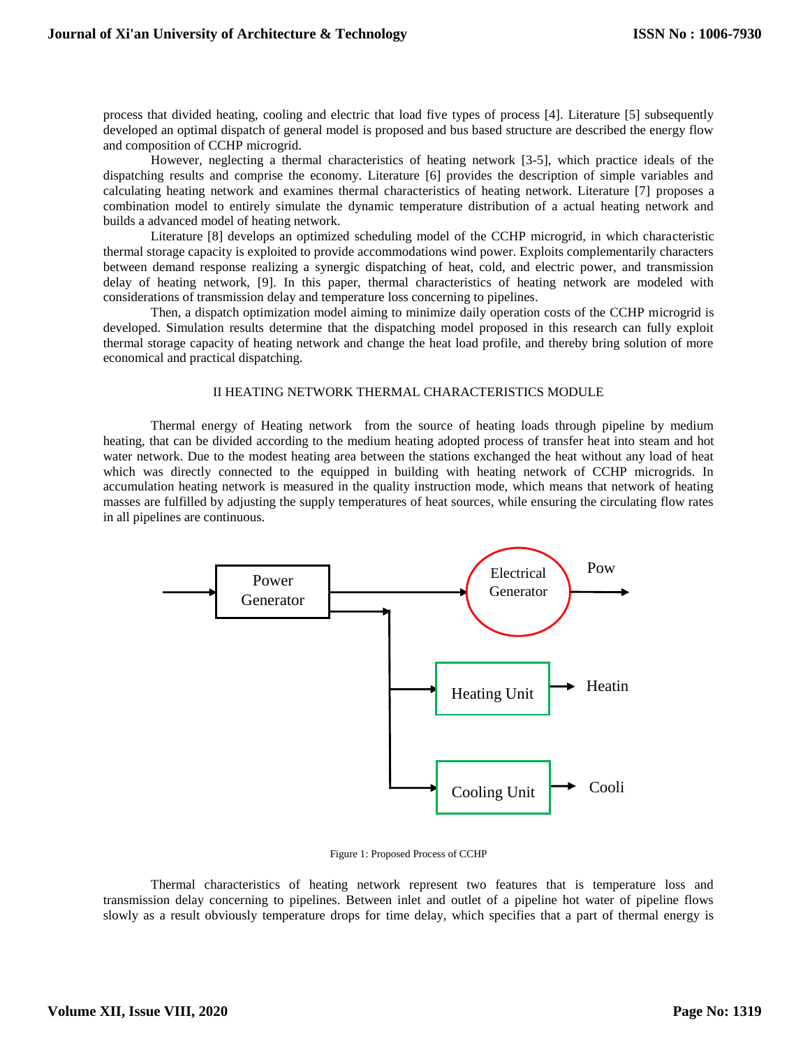process that divided heating, cooling and electric that load five types of process [4]. Literature [5] subsequently developed an optimal dispatch of general model is proposed and bus based structure are described the energy flow and composition of CCHP microgrid.

However, neglecting a thermal characteristics of heating network [3-5], which practice ideals of the dispatching results and comprise the economy. Literature [6] provides the description of simple variables and calculating heating network and examines thermal characteristics of heating network. Literature [7] proposes a combination model to entirely simulate the dynamic temperature distribution of a actual heating network and builds a advanced model of heating network.

Literature [8] develops an optimized scheduling model of the CCHP microgrid, in which characteristic thermal storage capacity is exploited to provide accommodations wind power. Exploits complementarily characters between demand response realizing a synergic dispatching of heat, cold, and electric power, and transmission delay of heating network, [9]. In this paper, thermal characteristics of heating network are modeled with considerations of transmission delay and temperature loss concerning to pipelines.

Then, a dispatch optimization model aiming to minimize daily operation costs of the CCHP microgrid is developed. Simulation results determine that the dispatching model proposed in this research can fully exploit thermal storage capacity of heating network and change the heat load profile, and thereby bring solution of more economical and practical dispatching.

## II HEATING NETWORK THERMAL CHARACTERISTICS MODULE

Thermal energy of Heating network from the source of heating loads through pipeline by medium heating, that can be divided according to the medium heating adopted process of transfer heat into steam and hot water network. Due to the modest heating area between the stations exchanged the heat without any load of heat which was directly connected to the equipped in building with heating network of CCHP microgrids. In accumulation heating network is measured in the quality instruction mode, which means that network of heating masses are fulfilled by adjusting the supply temperatures of heat sources, while ensuring the circulating flow rates in all pipelines are continuous.

Power Generator → Electrical Generator → Pow

Heating Unit → Heatin

Cooling Unit → Cooli

Figure 1: Proposed Process of CCHP

Thermal characteristics of heating network represent two features that is temperature loss and transmission delay concerning to pipelines. Between inlet and outlet of a pipeline hot water of pipeline flows slowly as a result obviously temperature drops for time delay, which specifies that a part of thermal energy is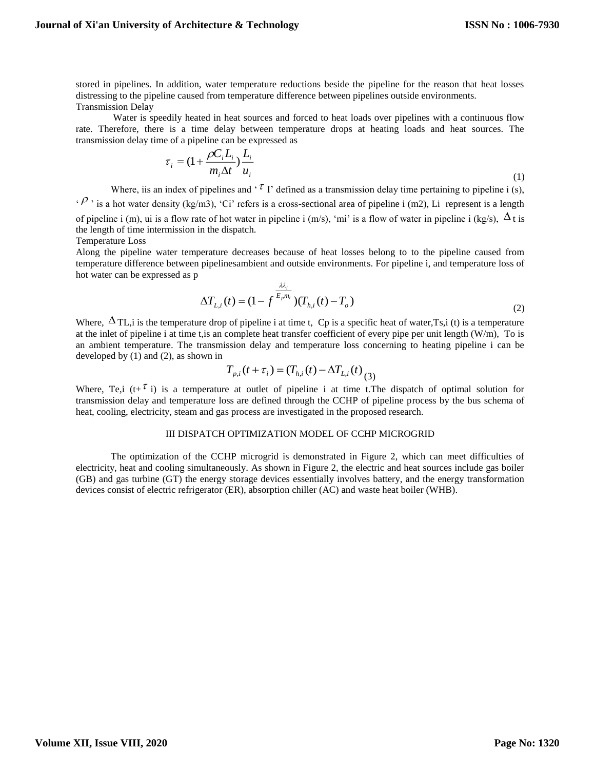stored in pipelines. In addition, water temperature reductions beside the pipeline for the reason that heat losses distressing to the pipeline caused from temperature difference between pipelines outside environments.

Transmission Delay

Water is speedily heated in heat sources and forced to heat loads over pipelines with a continuous flow rate. Therefore, there is a time delay between temperature drops at heating loads and heat sources. The transmission delay time of a pipeline can be expressed as

$$\tau_i = (1+\frac{\rho C_i L_i}{m_i \Delta t})\frac{L_i}{u_i} \tag{1}$$

Where, iis an index of pipelines and '$\tau$ I' defined as a transmission delay time pertaining to pipeline i (s), '$\rho$' is a hot water density (kg/m3), 'Ci' refers is a cross-sectional area of pipeline i (m2), Li represent is a length of pipeline i (m), ui is a flow rate of hot water in pipeline i (m/s), 'mi' is a flow of water in pipeline i (kg/s), $\Delta$t is the length of time intermission in the dispatch.

Temperature Loss

Along the pipeline water temperature decreases because of heat losses belong to to the pipeline caused from temperature difference between pipelinesambient and outside environments. For pipeline i, and temperature loss of hot water can be expressed as p

$$\Delta T_{L,i}(t) = (1 - f^{\frac{\lambda\lambda_i}{E_p m_i}})(T_{h,i}(t) - T_o) \tag{2}$$

Where, $\Delta$TL,i is the temperature drop of pipeline i at time t, Cp is a specific heat of water,Ts,i (t) is a temperature at the inlet of pipeline i at time t,is an complete heat transfer coefficient of every pipe per unit length (W/m), To is an ambient temperature. The transmission delay and temperature loss concerning to heating pipeline i can be developed by (1) and (2), as shown in

$$T_{p,i}(t+\tau_i) = (T_{h,i}(t) - \Delta T_{L,i}(t) \tag{3}$$

Where, Te,i (t+$\tau$ i) is a temperature at outlet of pipeline i at time t.The dispatch of optimal solution for transmission delay and temperature loss are defined through the CCHP of pipeline process by the bus schema of heat, cooling, electricity, steam and gas process are investigated in the proposed research.

## III DISPATCH OPTIMIZATION MODEL OF CCHP MICROGRID

The optimization of the CCHP microgrid is demonstrated in Figure 2, which can meet difficulties of electricity, heat and cooling simultaneously. As shown in Figure 2, the electric and heat sources include gas boiler (GB) and gas turbine (GT) the energy storage devices essentially involves battery, and the energy transformation devices consist of electric refrigerator (ER), absorption chiller (AC) and waste heat boiler (WHB).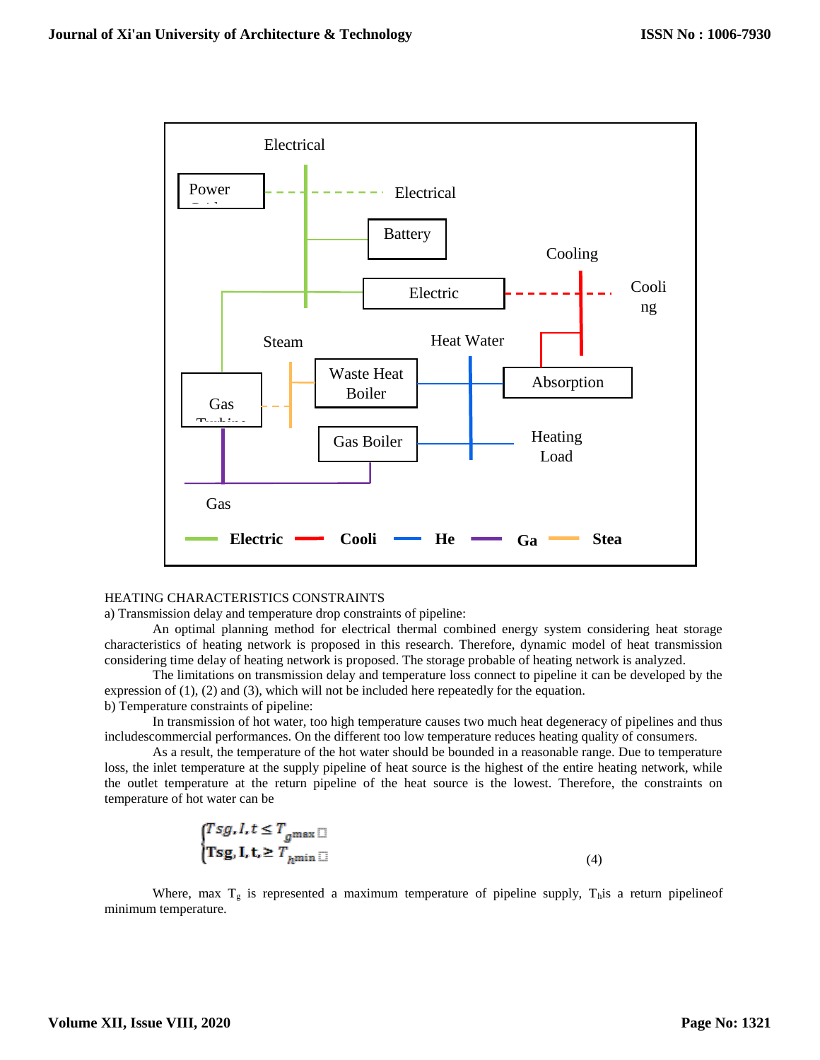HEATING CHARACTERISTICS CONSTRAINTS

a) Transmission delay and temperature drop constraints of pipeline:

An optimal planning method for electrical thermal combined energy system considering heat storage characteristics of heating network is proposed in this research. Therefore, dynamic model of heat transmission considering time delay of heating network is proposed. The storage probable of heating network is analyzed.

The limitations on transmission delay and temperature loss connect to pipeline it can be developed by the expression of (1), (2) and (3), which will not be included here repeatedly for the equation.

b) Temperature constraints of pipeline:

In transmission of hot water, too high temperature causes two much heat degeneracy of pipelines and thus includescommercial performances. On the different too low temperature reduces heating quality of consumers.

As a result, the temperature of the hot water should be bounded in a reasonable range. Due to temperature loss, the inlet temperature at the supply pipeline of heat source is the highest of the entire heating network, while the outlet temperature at the return pipeline of the heat source is the lowest. Therefore, the constraints on temperature of hot water can be

$$\begin{cases} Tsg, l, t \leq T_{g\max} \\ Tsg, l, t \geq T_{h\min} \end{cases} \tag{4}$$

Where, max $T_g$ is represented a maximum temperature of pipeline supply, $T_h$is a return pipelineof minimum temperature.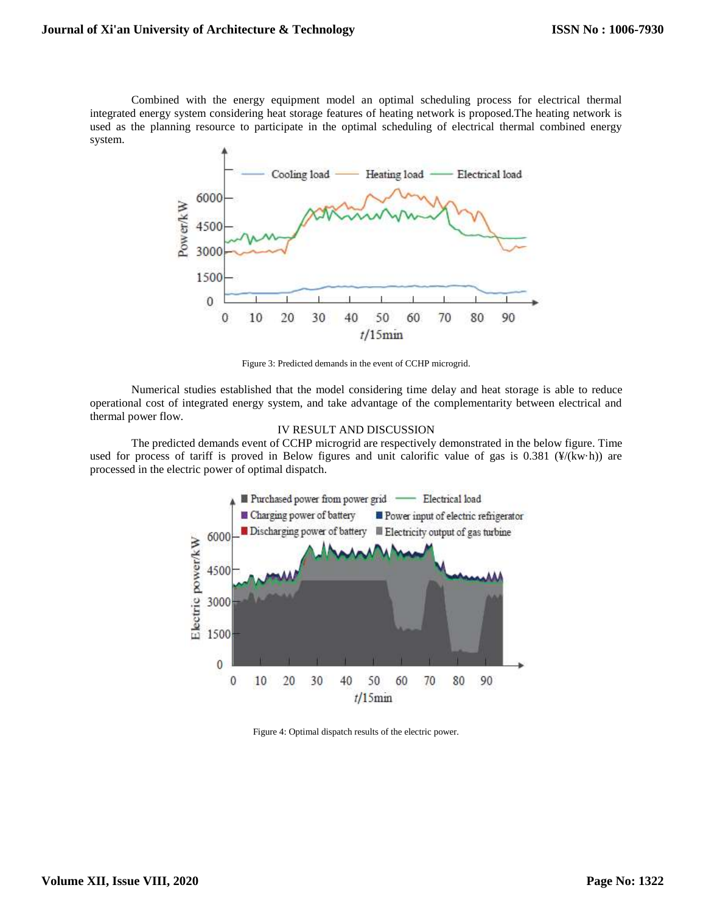Combined with the energy equipment model an optimal scheduling process for electrical thermal integrated energy system considering heat storage features of heating network is proposed.The heating network is used as the planning resource to participate in the optimal scheduling of electrical thermal combined energy system.

Figure 3: Predicted demands in the event of CCHP microgrid.

Numerical studies established that the model considering time delay and heat storage is able to reduce operational cost of integrated energy system, and take advantage of the complementarity between electrical and thermal power flow.

## IV RESULT AND DISCUSSION

The predicted demands event of CCHP microgrid are respectively demonstrated in the below figure. Time used for process of tariff is proved in Below figures and unit calorific value of gas is 0.381 (¥/(kw·h)) are processed in the electric power of optimal dispatch.

Figure 4: Optimal dispatch results of the electric power.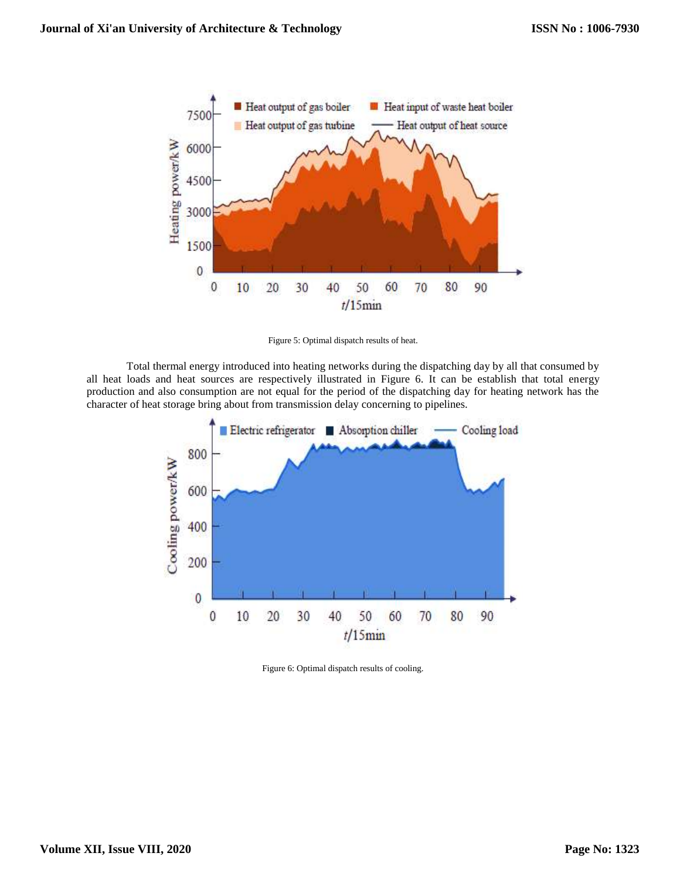Figure 5: Optimal dispatch results of heat.

Total thermal energy introduced into heating networks during the dispatching day by all that consumed by all heat loads and heat sources are respectively illustrated in Figure 6. It can be establish that total energy production and also consumption are not equal for the period of the dispatching day for heating network has the character of heat storage bring about from transmission delay concerning to pipelines.

Figure 6: Optimal dispatch results of cooling.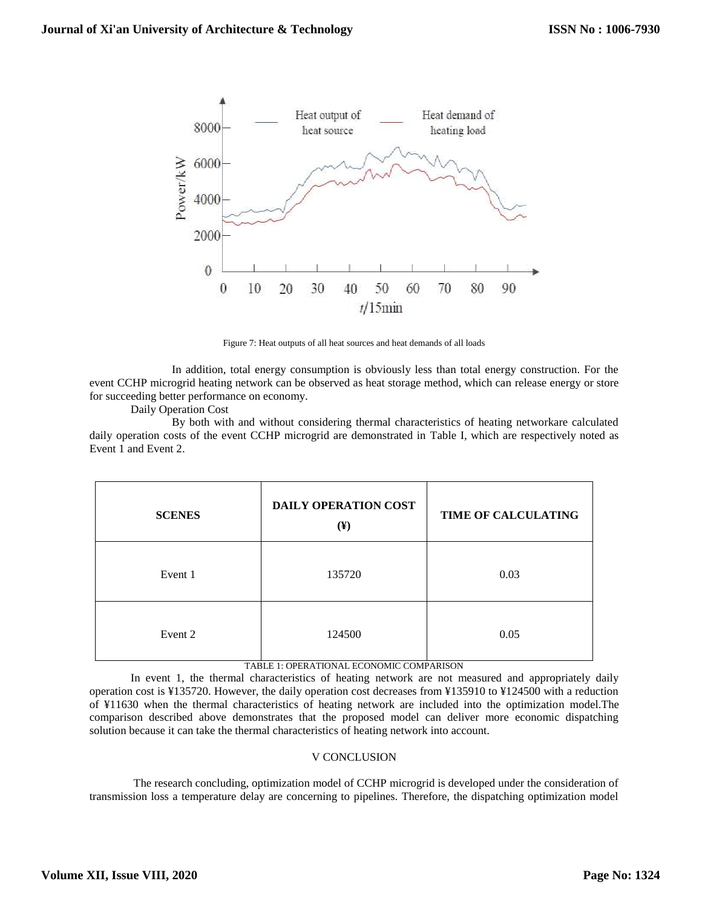Figure 7: Heat outputs of all heat sources and heat demands of all loads

In addition, total energy consumption is obviously less than total energy construction. For the event CCHP microgrid heating network can be observed as heat storage method, which can release energy or store for succeeding better performance on economy.

Daily Operation Cost

By both with and without considering thermal characteristics of heating networkare calculated daily operation costs of the event CCHP microgrid are demonstrated in Table I, which are respectively noted as Event 1 and Event 2.

| SCENES | DAILY OPERATION COST (¥) | TIME OF CALCULATING |
| --- | --- | --- |
| Event 1 | 135720 | 0.03 |
| Event 2 | 124500 | 0.05 |

TABLE 1: OPERATIONAL ECONOMIC COMPARISON

In event 1, the thermal characteristics of heating network are not measured and appropriately daily operation cost is ¥135720. However, the daily operation cost decreases from ¥135910 to ¥124500 with a reduction of ¥11630 when the thermal characteristics of heating network are included into the optimization model.The comparison described above demonstrates that the proposed model can deliver more economic dispatching solution because it can take the thermal characteristics of heating network into account.

## V CONCLUSION

The research concluding, optimization model of CCHP microgrid is developed under the consideration of transmission loss a temperature delay are concerning to pipelines. Therefore, the dispatching optimization model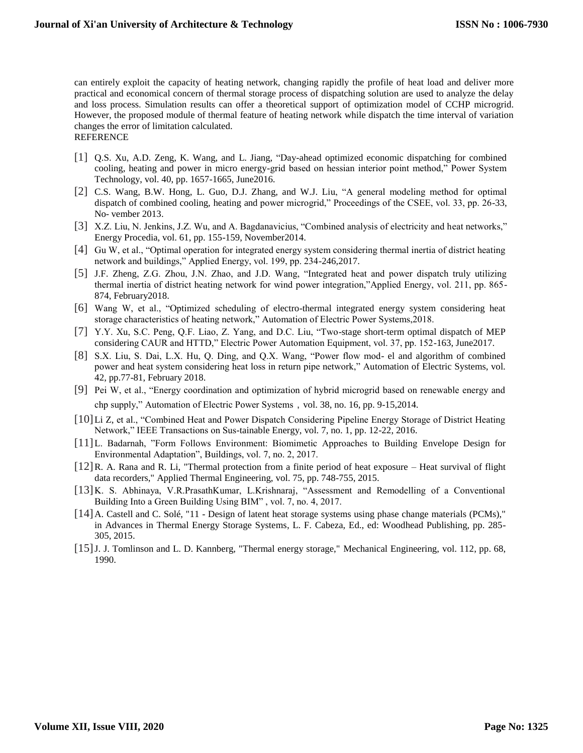can entirely exploit the capacity of heating network, changing rapidly the profile of heat load and deliver more practical and economical concern of thermal storage process of dispatching solution are used to analyze the delay and loss process. Simulation results can offer a theoretical support of optimization model of CCHP microgrid. However, the proposed module of thermal feature of heating network while dispatch the time interval of variation changes the error of limitation calculated.

REFERENCE

[1] Q.S. Xu, A.D. Zeng, K. Wang, and L. Jiang, "Day-ahead optimized economic dispatching for combined cooling, heating and power in micro energy-grid based on hessian interior point method," Power System Technology, vol. 40, pp. 1657-1665, June2016.

[2] C.S. Wang, B.W. Hong, L. Guo, D.J. Zhang, and W.J. Liu, "A general modeling method for optimal dispatch of combined cooling, heating and power microgrid," Proceedings of the CSEE, vol. 33, pp. 26-33, No- vember 2013.

[3] X.Z. Liu, N. Jenkins, J.Z. Wu, and A. Bagdanavicius, "Combined analysis of electricity and heat networks," Energy Procedia, vol. 61, pp. 155-159, November2014.

[4] Gu W, et al., "Optimal operation for integrated energy system considering thermal inertia of district heating network and buildings," Applied Energy, vol. 199, pp. 234-246,2017.

[5] J.F. Zheng, Z.G. Zhou, J.N. Zhao, and J.D. Wang, "Integrated heat and power dispatch truly utilizing thermal inertia of district heating network for wind power integration,"Applied Energy, vol. 211, pp. 865-874, February2018.

[6] Wang W, et al., "Optimized scheduling of electro-thermal integrated energy system considering heat storage characteristics of heating network," Automation of Electric Power Systems,2018.

[7] Y.Y. Xu, S.C. Peng, Q.F. Liao, Z. Yang, and D.C. Liu, "Two-stage short-term optimal dispatch of MEP considering CAUR and HTTD," Electric Power Automation Equipment, vol. 37, pp. 152-163, June2017.

[8] S.X. Liu, S. Dai, L.X. Hu, Q. Ding, and Q.X. Wang, "Power flow mod- el and algorithm of combined power and heat system considering heat loss in return pipe network," Automation of Electric Systems, vol. 42, pp.77-81, February 2018.

[9] Pei W, et al., "Energy coordination and optimization of hybrid microgrid based on renewable energy and chp supply," Automation of Electric Power Systems，vol. 38, no. 16, pp. 9-15,2014.

[10] Li Z, et al., "Combined Heat and Power Dispatch Considering Pipeline Energy Storage of District Heating Network," IEEE Transactions on Sus-tainable Energy, vol. 7, no. 1, pp. 12-22, 2016.

[11] L. Badarnah, "Form Follows Environment: Biomimetic Approaches to Building Envelope Design for Environmental Adaptation", Buildings, vol. 7, no. 2, 2017.

[12] R. A. Rana and R. Li, "Thermal protection from a finite period of heat exposure – Heat survival of flight data recorders," Applied Thermal Engineering, vol. 75, pp. 748-755, 2015.

[13] K. S. Abhinaya, V.R.PrasathKumar, L.Krishnaraj, "Assessment and Remodelling of a Conventional Building Into a Green Building Using BIM" , vol. 7, no. 4, 2017.

[14] A. Castell and C. Solé, "11 - Design of latent heat storage systems using phase change materials (PCMs)," in Advances in Thermal Energy Storage Systems, L. F. Cabeza, Ed., ed: Woodhead Publishing, pp. 285-305, 2015.

[15] J. J. Tomlinson and L. D. Kannberg, "Thermal energy storage," Mechanical Engineering, vol. 112, pp. 68, 1990.